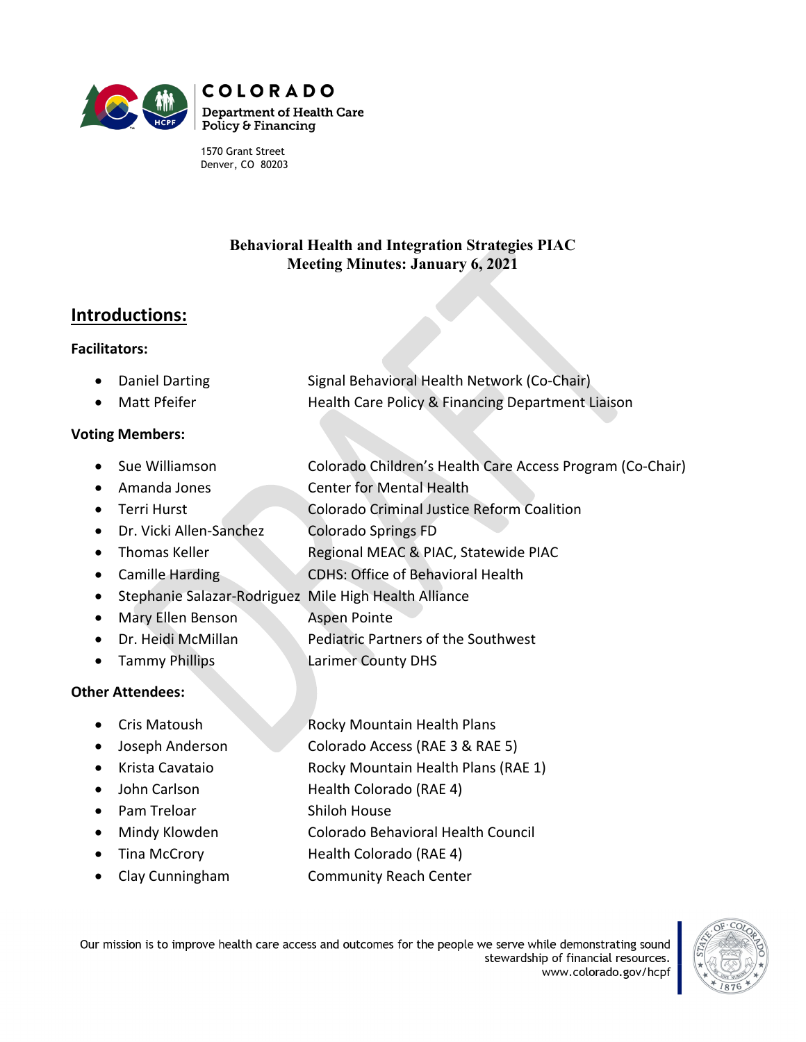COLORADO
Department of Health Care Policy & Financing

1570 Grant Street
Denver, CO 80203

# Behavioral Health and Integration Strategies PIAC
# Meeting Minutes: January 6, 2021

## Introductions:

**Facilitators:**

- Daniel Darting — Signal Behavioral Health Network (Co-Chair)
- Matt Pfeifer — Health Care Policy & Financing Department Liaison

**Voting Members:**

- Sue Williamson — Colorado Children's Health Care Access Program (Co-Chair)
- Amanda Jones — Center for Mental Health
- Terri Hurst — Colorado Criminal Justice Reform Coalition
- Dr. Vicki Allen-Sanchez — Colorado Springs FD
- Thomas Keller — Regional MEAC & PIAC, Statewide PIAC
- Camille Harding — CDHS: Office of Behavioral Health
- Stephanie Salazar-Rodriguez — Mile High Health Alliance
- Mary Ellen Benson — Aspen Pointe
- Dr. Heidi McMillan — Pediatric Partners of the Southwest
- Tammy Phillips — Larimer County DHS

**Other Attendees:**

- Cris Matoush — Rocky Mountain Health Plans
- Joseph Anderson — Colorado Access (RAE 3 & RAE 5)
- Krista Cavataio — Rocky Mountain Health Plans (RAE 1)
- John Carlson — Health Colorado (RAE 4)
- Pam Treloar — Shiloh House
- Mindy Klowden — Colorado Behavioral Health Council
- Tina McCrory — Health Colorado (RAE 4)
- Clay Cunningham — Community Reach Center

Our mission is to improve health care access and outcomes for the people we serve while demonstrating sound stewardship of financial resources.
www.colorado.gov/hcpf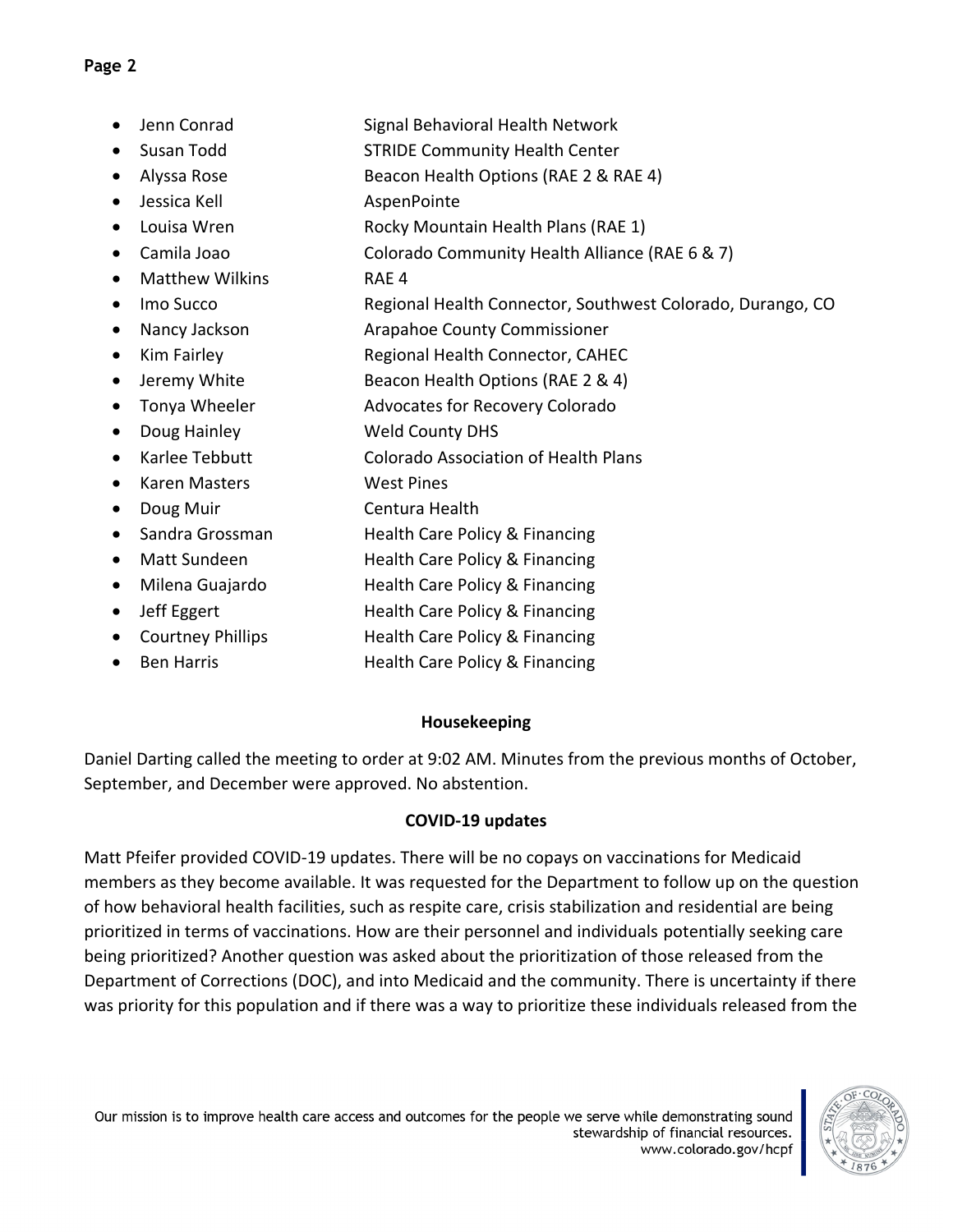- Jenn Conrad Signal Behavioral Health Network
- Susan Todd STRIDE Community Health Center
- Alyssa Rose Beacon Health Options (RAE 2 & RAE 4)
- Jessica Kell AspenPointe
- Louisa Wren Rocky Mountain Health Plans (RAE 1)
- Camila Joao Colorado Community Health Alliance (RAE 6 & 7)
- Matthew Wilkins RAE 4
- Imo Succo Regional Health Connector, Southwest Colorado, Durango, CO
- Nancy Jackson Arapahoe County Commissioner
- Kim Fairley Regional Health Connector, CAHEC
- Jeremy White Beacon Health Options (RAE 2 & 4)
- Tonya Wheeler Advocates for Recovery Colorado
- Doug Hainley Weld County DHS
- Karlee Tebbutt Colorado Association of Health Plans
- Karen Masters West Pines
- Doug Muir Centura Health
- Sandra Grossman Health Care Policy & Financing
- Matt Sundeen Health Care Policy & Financing
- Milena Guajardo Health Care Policy & Financing
- Jeff Eggert Health Care Policy & Financing
- Courtney Phillips Health Care Policy & Financing
- Ben Harris Health Care Policy & Financing

**Housekeeping**

Daniel Darting called the meeting to order at 9:02 AM. Minutes from the previous months of October, September, and December were approved. No abstention.

**COVID-19 updates**

Matt Pfeifer provided COVID-19 updates. There will be no copays on vaccinations for Medicaid members as they become available. It was requested for the Department to follow up on the question of how behavioral health facilities, such as respite care, crisis stabilization and residential are being prioritized in terms of vaccinations. How are their personnel and individuals potentially seeking care being prioritized? Another question was asked about the prioritization of those released from the Department of Corrections (DOC), and into Medicaid and the community. There is uncertainty if there was priority for this population and if there was a way to prioritize these individuals released from the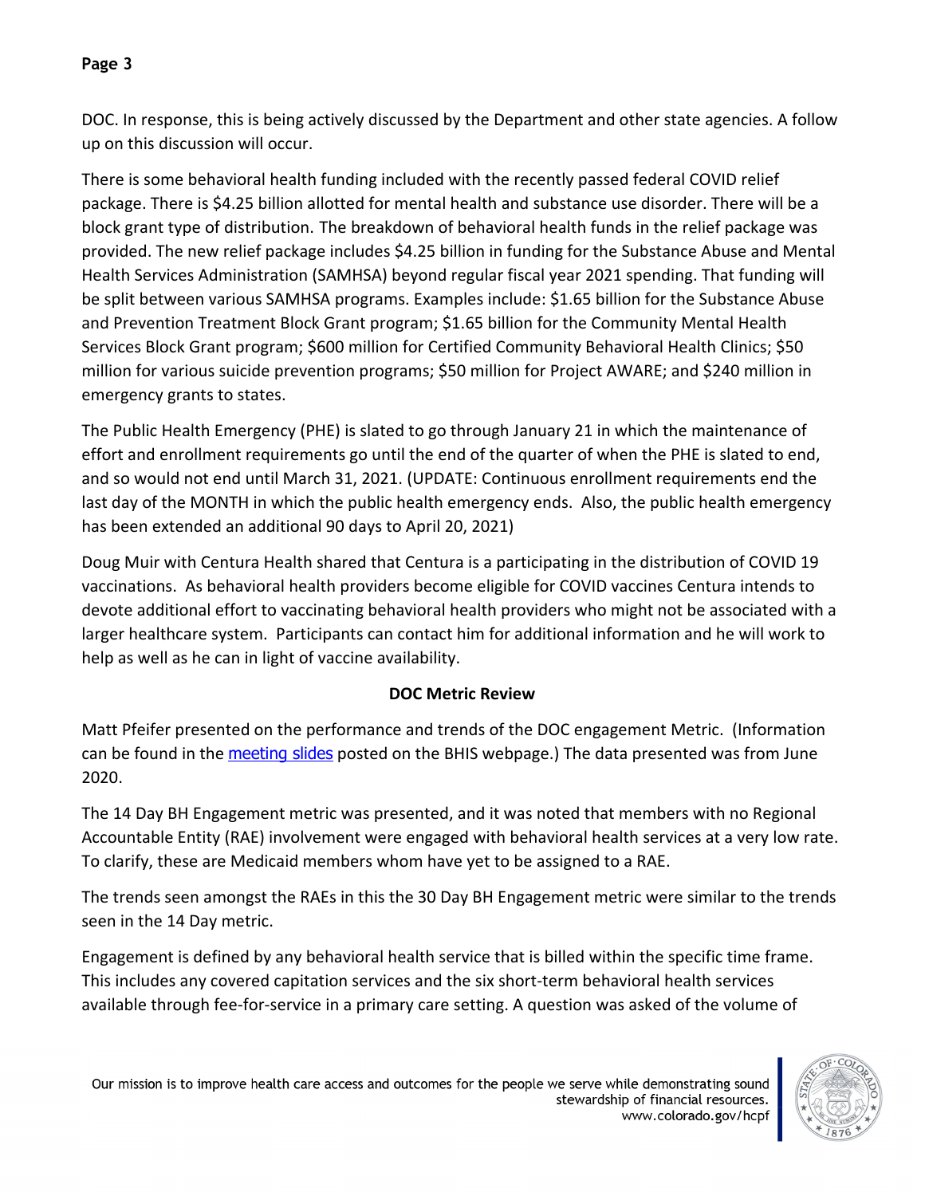DOC. In response, this is being actively discussed by the Department and other state agencies. A follow up on this discussion will occur.

There is some behavioral health funding included with the recently passed federal COVID relief package. There is $4.25 billion allotted for mental health and substance use disorder. There will be a block grant type of distribution. The breakdown of behavioral health funds in the relief package was provided. The new relief package includes $4.25 billion in funding for the Substance Abuse and Mental Health Services Administration (SAMHSA) beyond regular fiscal year 2021 spending. That funding will be split between various SAMHSA programs. Examples include: $1.65 billion for the Substance Abuse and Prevention Treatment Block Grant program; $1.65 billion for the Community Mental Health Services Block Grant program; $600 million for Certified Community Behavioral Health Clinics; $50 million for various suicide prevention programs; $50 million for Project AWARE; and $240 million in emergency grants to states.

The Public Health Emergency (PHE) is slated to go through January 21 in which the maintenance of effort and enrollment requirements go until the end of the quarter of when the PHE is slated to end, and so would not end until March 31, 2021. (UPDATE: Continuous enrollment requirements end the last day of the MONTH in which the public health emergency ends. Also, the public health emergency has been extended an additional 90 days to April 20, 2021)

Doug Muir with Centura Health shared that Centura is a participating in the distribution of COVID 19 vaccinations. As behavioral health providers become eligible for COVID vaccines Centura intends to devote additional effort to vaccinating behavioral health providers who might not be associated with a larger healthcare system. Participants can contact him for additional information and he will work to help as well as he can in light of vaccine availability.

## DOC Metric Review

Matt Pfeifer presented on the performance and trends of the DOC engagement Metric. (Information can be found in the meeting slides posted on the BHIS webpage.) The data presented was from June 2020.

The 14 Day BH Engagement metric was presented, and it was noted that members with no Regional Accountable Entity (RAE) involvement were engaged with behavioral health services at a very low rate. To clarify, these are Medicaid members whom have yet to be assigned to a RAE.

The trends seen amongst the RAEs in this the 30 Day BH Engagement metric were similar to the trends seen in the 14 Day metric.

Engagement is defined by any behavioral health service that is billed within the specific time frame. This includes any covered capitation services and the six short-term behavioral health services available through fee-for-service in a primary care setting. A question was asked of the volume of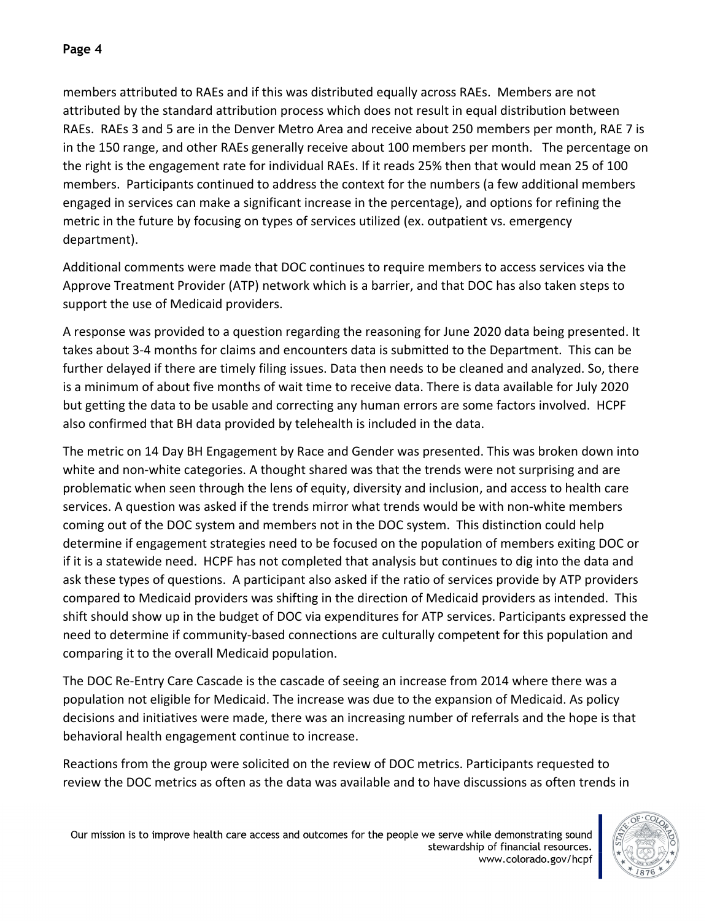members attributed to RAEs and if this was distributed equally across RAEs. Members are not attributed by the standard attribution process which does not result in equal distribution between RAEs. RAEs 3 and 5 are in the Denver Metro Area and receive about 250 members per month, RAE 7 is in the 150 range, and other RAEs generally receive about 100 members per month. The percentage on the right is the engagement rate for individual RAEs. If it reads 25% then that would mean 25 of 100 members. Participants continued to address the context for the numbers (a few additional members engaged in services can make a significant increase in the percentage), and options for refining the metric in the future by focusing on types of services utilized (ex. outpatient vs. emergency department).

Additional comments were made that DOC continues to require members to access services via the Approve Treatment Provider (ATP) network which is a barrier, and that DOC has also taken steps to support the use of Medicaid providers.

A response was provided to a question regarding the reasoning for June 2020 data being presented. It takes about 3-4 months for claims and encounters data is submitted to the Department. This can be further delayed if there are timely filing issues. Data then needs to be cleaned and analyzed. So, there is a minimum of about five months of wait time to receive data. There is data available for July 2020 but getting the data to be usable and correcting any human errors are some factors involved. HCPF also confirmed that BH data provided by telehealth is included in the data.

The metric on 14 Day BH Engagement by Race and Gender was presented. This was broken down into white and non-white categories. A thought shared was that the trends were not surprising and are problematic when seen through the lens of equity, diversity and inclusion, and access to health care services. A question was asked if the trends mirror what trends would be with non-white members coming out of the DOC system and members not in the DOC system. This distinction could help determine if engagement strategies need to be focused on the population of members exiting DOC or if it is a statewide need. HCPF has not completed that analysis but continues to dig into the data and ask these types of questions. A participant also asked if the ratio of services provide by ATP providers compared to Medicaid providers was shifting in the direction of Medicaid providers as intended. This shift should show up in the budget of DOC via expenditures for ATP services. Participants expressed the need to determine if community-based connections are culturally competent for this population and comparing it to the overall Medicaid population.

The DOC Re-Entry Care Cascade is the cascade of seeing an increase from 2014 where there was a population not eligible for Medicaid. The increase was due to the expansion of Medicaid. As policy decisions and initiatives were made, there was an increasing number of referrals and the hope is that behavioral health engagement continue to increase.

Reactions from the group were solicited on the review of DOC metrics. Participants requested to review the DOC metrics as often as the data was available and to have discussions as often trends in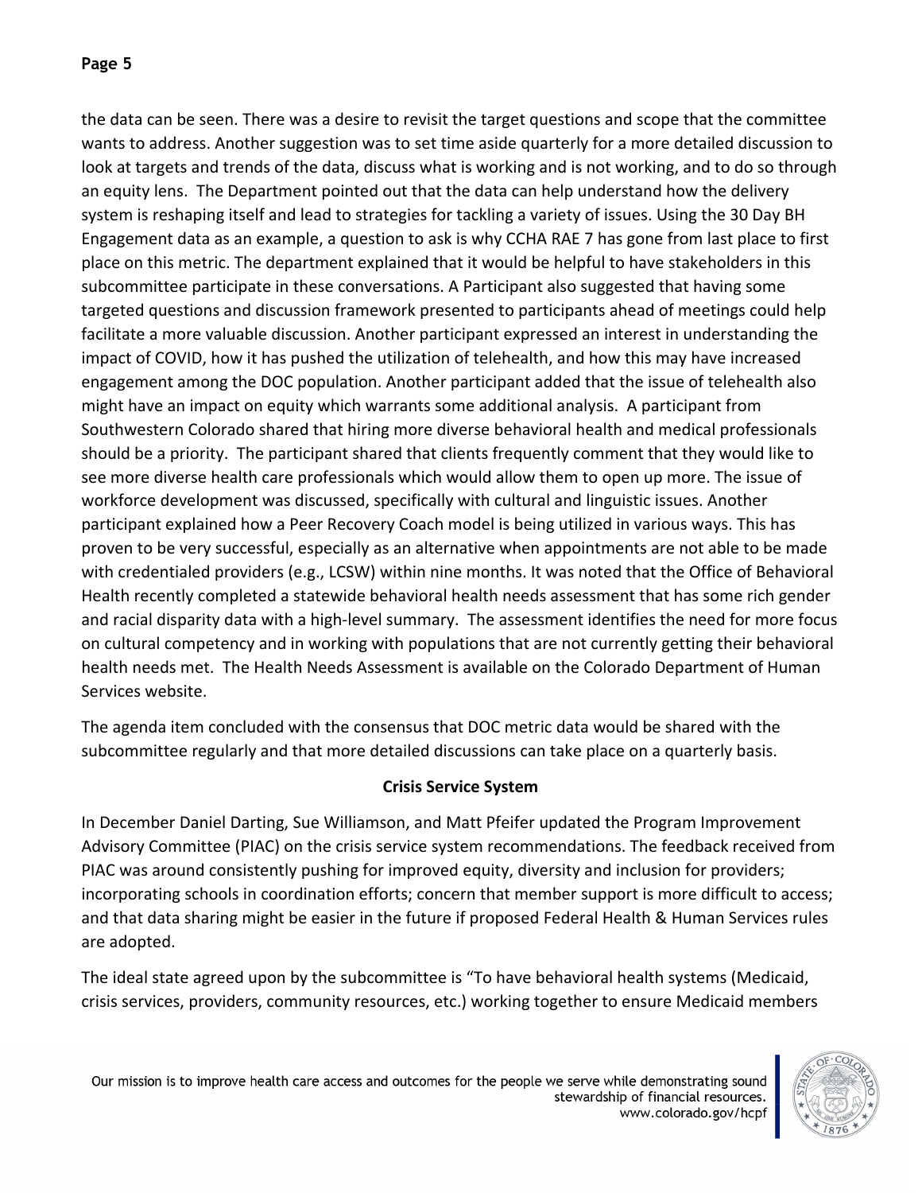the data can be seen. There was a desire to revisit the target questions and scope that the committee wants to address. Another suggestion was to set time aside quarterly for a more detailed discussion to look at targets and trends of the data, discuss what is working and is not working, and to do so through an equity lens. The Department pointed out that the data can help understand how the delivery system is reshaping itself and lead to strategies for tackling a variety of issues. Using the 30 Day BH Engagement data as an example, a question to ask is why CCHA RAE 7 has gone from last place to first place on this metric. The department explained that it would be helpful to have stakeholders in this subcommittee participate in these conversations. A Participant also suggested that having some targeted questions and discussion framework presented to participants ahead of meetings could help facilitate a more valuable discussion. Another participant expressed an interest in understanding the impact of COVID, how it has pushed the utilization of telehealth, and how this may have increased engagement among the DOC population. Another participant added that the issue of telehealth also might have an impact on equity which warrants some additional analysis. A participant from Southwestern Colorado shared that hiring more diverse behavioral health and medical professionals should be a priority. The participant shared that clients frequently comment that they would like to see more diverse health care professionals which would allow them to open up more. The issue of workforce development was discussed, specifically with cultural and linguistic issues. Another participant explained how a Peer Recovery Coach model is being utilized in various ways. This has proven to be very successful, especially as an alternative when appointments are not able to be made with credentialed providers (e.g., LCSW) within nine months. It was noted that the Office of Behavioral Health recently completed a statewide behavioral health needs assessment that has some rich gender and racial disparity data with a high-level summary. The assessment identifies the need for more focus on cultural competency and in working with populations that are not currently getting their behavioral health needs met. The Health Needs Assessment is available on the Colorado Department of Human Services website.

The agenda item concluded with the consensus that DOC metric data would be shared with the subcommittee regularly and that more detailed discussions can take place on a quarterly basis.

**Crisis Service System**

In December Daniel Darting, Sue Williamson, and Matt Pfeifer updated the Program Improvement Advisory Committee (PIAC) on the crisis service system recommendations. The feedback received from PIAC was around consistently pushing for improved equity, diversity and inclusion for providers; incorporating schools in coordination efforts; concern that member support is more difficult to access; and that data sharing might be easier in the future if proposed Federal Health & Human Services rules are adopted.

The ideal state agreed upon by the subcommittee is "To have behavioral health systems (Medicaid, crisis services, providers, community resources, etc.) working together to ensure Medicaid members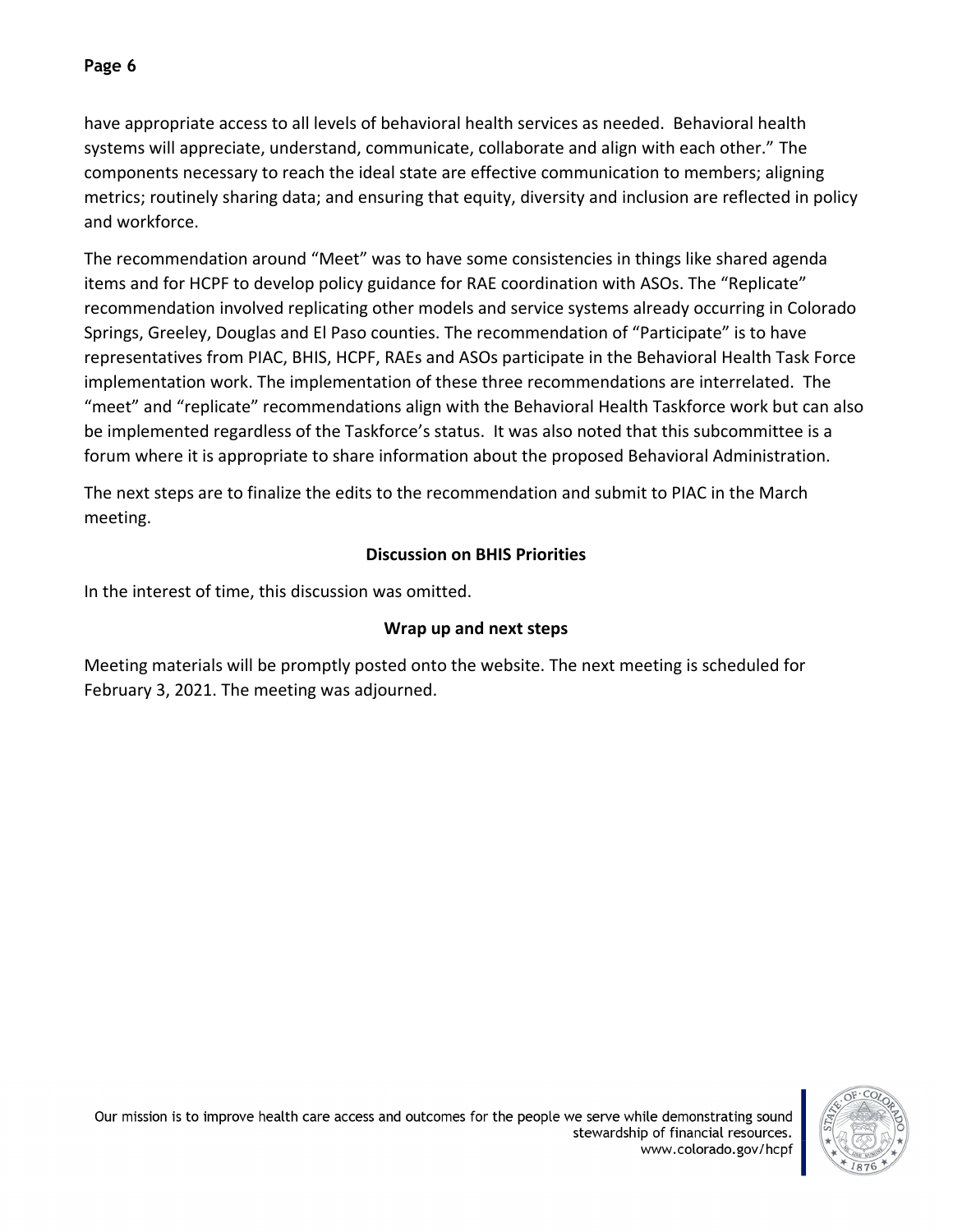have appropriate access to all levels of behavioral health services as needed. Behavioral health systems will appreciate, understand, communicate, collaborate and align with each other." The components necessary to reach the ideal state are effective communication to members; aligning metrics; routinely sharing data; and ensuring that equity, diversity and inclusion are reflected in policy and workforce.

The recommendation around "Meet" was to have some consistencies in things like shared agenda items and for HCPF to develop policy guidance for RAE coordination with ASOs. The "Replicate" recommendation involved replicating other models and service systems already occurring in Colorado Springs, Greeley, Douglas and El Paso counties. The recommendation of "Participate" is to have representatives from PIAC, BHIS, HCPF, RAEs and ASOs participate in the Behavioral Health Task Force implementation work. The implementation of these three recommendations are interrelated. The "meet" and "replicate" recommendations align with the Behavioral Health Taskforce work but can also be implemented regardless of the Taskforce's status. It was also noted that this subcommittee is a forum where it is appropriate to share information about the proposed Behavioral Administration.

The next steps are to finalize the edits to the recommendation and submit to PIAC in the March meeting.

**Discussion on BHIS Priorities**

In the interest of time, this discussion was omitted.

**Wrap up and next steps**

Meeting materials will be promptly posted onto the website. The next meeting is scheduled for February 3, 2021. The meeting was adjourned.